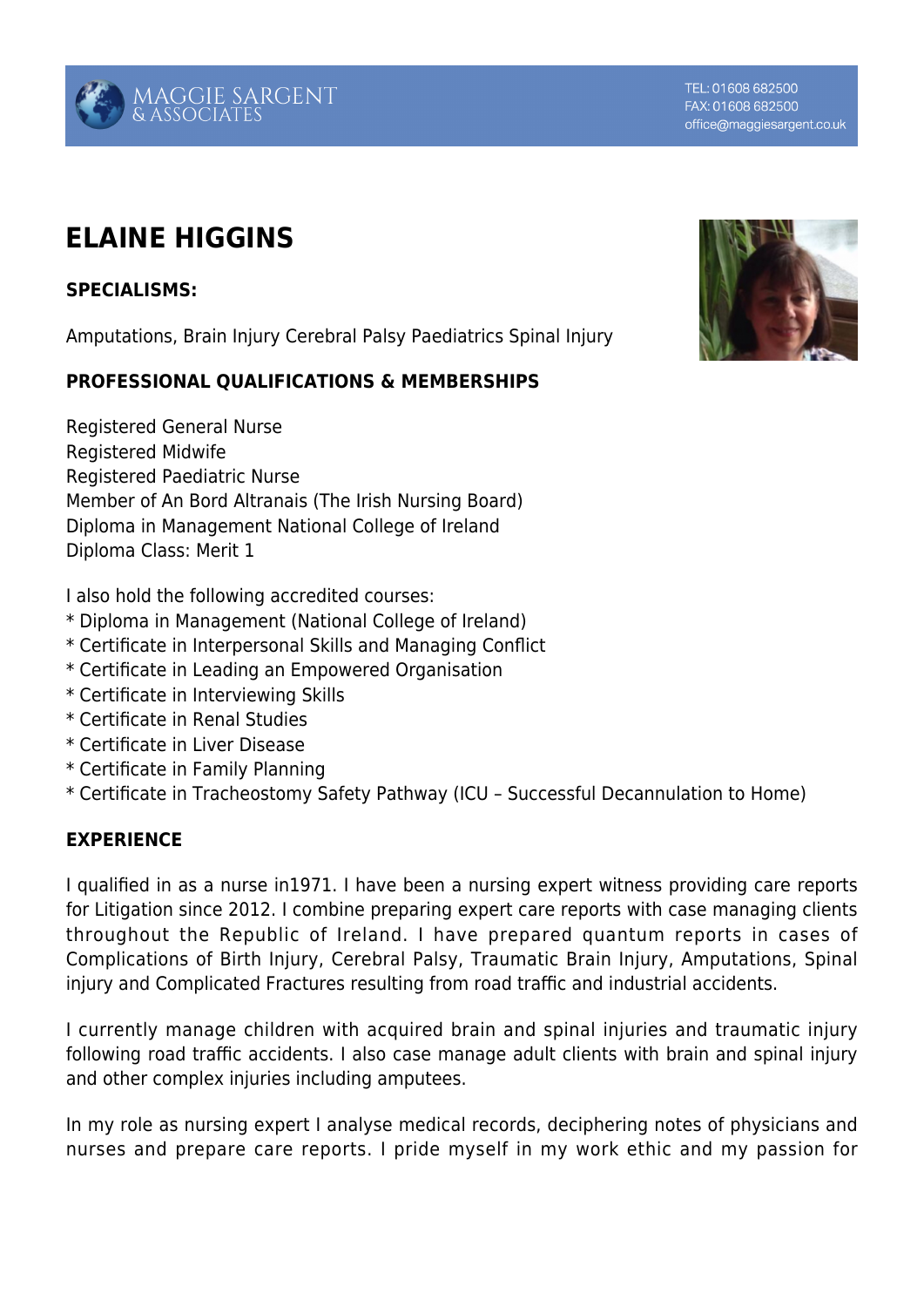# ELAINE HIGGINS

**SPECIALISMS:**

Amputations, Brain Injury Cerebral Palsy Paediatrics Spinal Injury

**PROFESSIONAL QUALIFICATIONS & MEMBERSHIPS**

Registered General Nurse
Registered Midwife
Registered Paediatric Nurse
Member of An Bord Altranais (The Irish Nursing Board)
Diploma in Management National College of Ireland
Diploma Class: Merit 1

I also hold the following accredited courses:
* Diploma in Management (National College of Ireland)
* Certificate in Interpersonal Skills and Managing Conflict
* Certificate in Leading an Empowered Organisation
* Certificate in Interviewing Skills
* Certificate in Renal Studies
* Certificate in Liver Disease
* Certificate in Family Planning
* Certificate in Tracheostomy Safety Pathway (ICU – Successful Decannulation to Home)

**EXPERIENCE**

I qualified in as a nurse in1971. I have been a nursing expert witness providing care reports for Litigation since 2012. I combine preparing expert care reports with case managing clients throughout the Republic of Ireland. I have prepared quantum reports in cases of Complications of Birth Injury, Cerebral Palsy, Traumatic Brain Injury, Amputations, Spinal injury and Complicated Fractures resulting from road traffic and industrial accidents.

I currently manage children with acquired brain and spinal injuries and traumatic injury following road traffic accidents. I also case manage adult clients with brain and spinal injury and other complex injuries including amputees.

In my role as nursing expert I analyse medical records, deciphering notes of physicians and nurses and prepare care reports. I pride myself in my work ethic and my passion for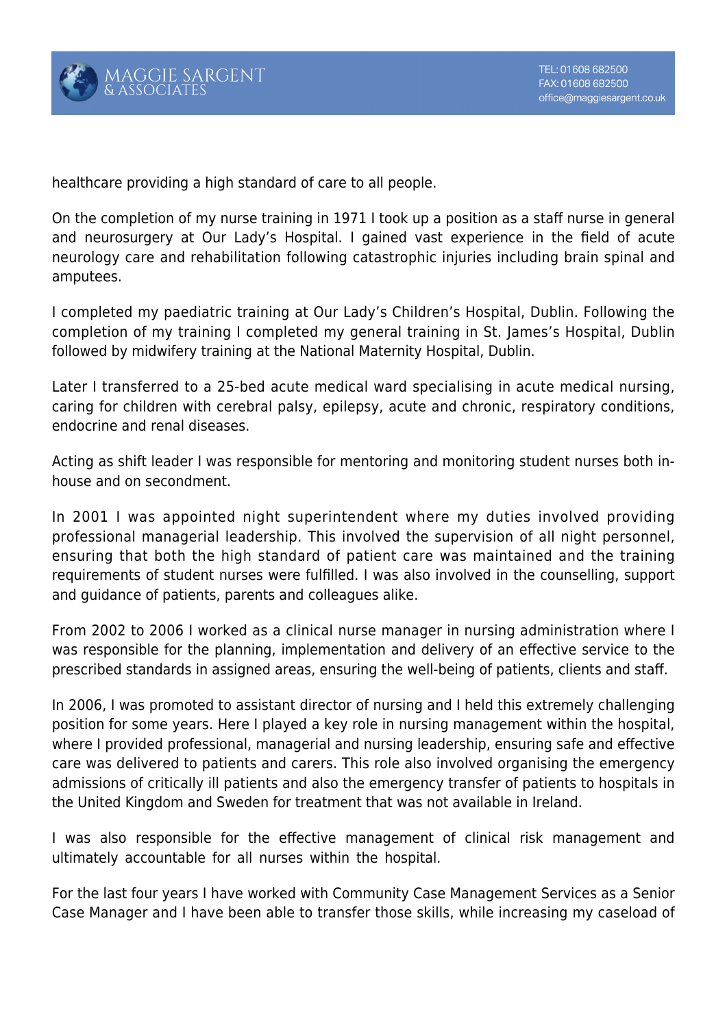healthcare providing a high standard of care to all people.

On the completion of my nurse training in 1971 I took up a position as a staff nurse in general and neurosurgery at Our Lady's Hospital. I gained vast experience in the field of acute neurology care and rehabilitation following catastrophic injuries including brain spinal and amputees.

I completed my paediatric training at Our Lady's Children's Hospital, Dublin. Following the completion of my training I completed my general training in St. James's Hospital, Dublin followed by midwifery training at the National Maternity Hospital, Dublin.

Later I transferred to a 25-bed acute medical ward specialising in acute medical nursing, caring for children with cerebral palsy, epilepsy, acute and chronic, respiratory conditions, endocrine and renal diseases.

Acting as shift leader I was responsible for mentoring and monitoring student nurses both in-house and on secondment.

In 2001 I was appointed night superintendent where my duties involved providing professional managerial leadership. This involved the supervision of all night personnel, ensuring that both the high standard of patient care was maintained and the training requirements of student nurses were fulfilled. I was also involved in the counselling, support and guidance of patients, parents and colleagues alike.

From 2002 to 2006 I worked as a clinical nurse manager in nursing administration where I was responsible for the planning, implementation and delivery of an effective service to the prescribed standards in assigned areas, ensuring the well-being of patients, clients and staff.

In 2006, I was promoted to assistant director of nursing and I held this extremely challenging position for some years. Here I played a key role in nursing management within the hospital, where I provided professional, managerial and nursing leadership, ensuring safe and effective care was delivered to patients and carers. This role also involved organising the emergency admissions of critically ill patients and also the emergency transfer of patients to hospitals in the United Kingdom and Sweden for treatment that was not available in Ireland.

I was also responsible for the effective management of clinical risk management and ultimately accountable for all nurses within the hospital.

For the last four years I have worked with Community Case Management Services as a Senior Case Manager and I have been able to transfer those skills, while increasing my caseload of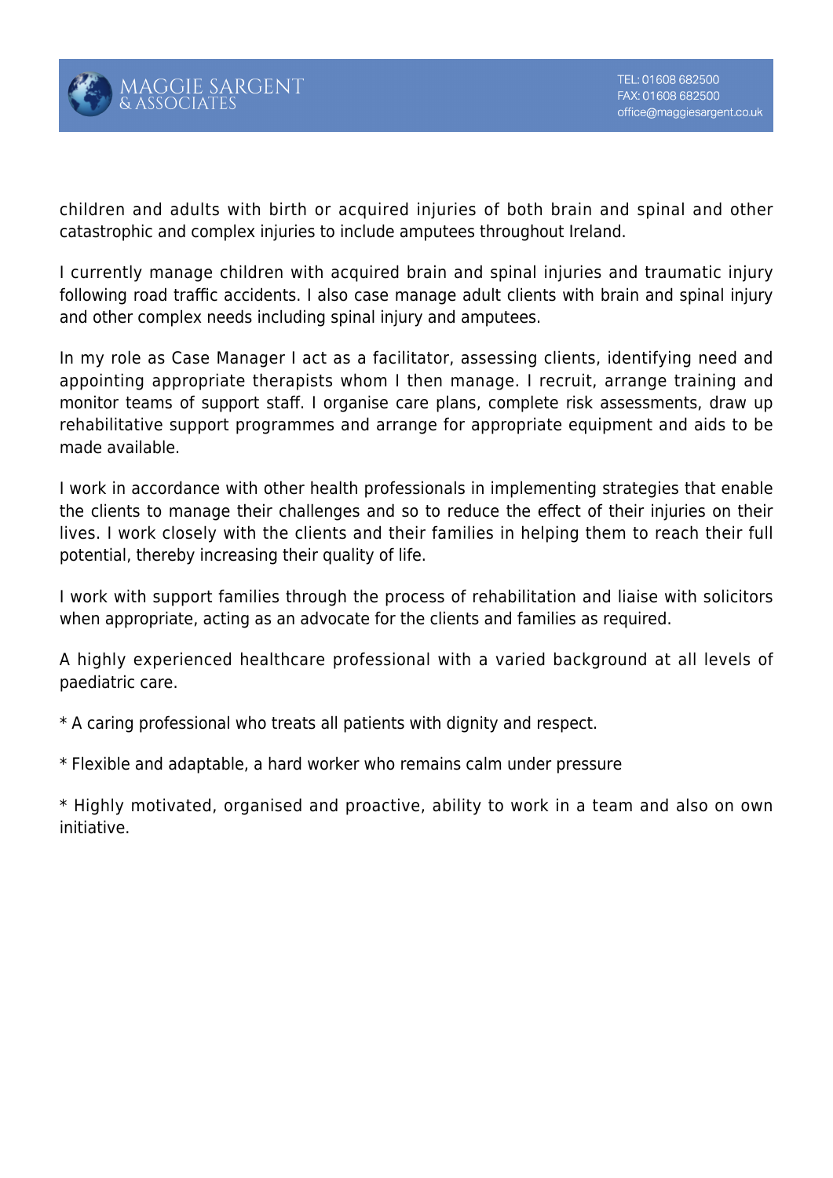children and adults with birth or acquired injuries of both brain and spinal and other catastrophic and complex injuries to include amputees throughout Ireland.

I currently manage children with acquired brain and spinal injuries and traumatic injury following road traffic accidents. I also case manage adult clients with brain and spinal injury and other complex needs including spinal injury and amputees.

In my role as Case Manager I act as a facilitator, assessing clients, identifying need and appointing appropriate therapists whom I then manage. I recruit, arrange training and monitor teams of support staff. I organise care plans, complete risk assessments, draw up rehabilitative support programmes and arrange for appropriate equipment and aids to be made available.

I work in accordance with other health professionals in implementing strategies that enable the clients to manage their challenges and so to reduce the effect of their injuries on their lives. I work closely with the clients and their families in helping them to reach their full potential, thereby increasing their quality of life.

I work with support families through the process of rehabilitation and liaise with solicitors when appropriate, acting as an advocate for the clients and families as required.

A highly experienced healthcare professional with a varied background at all levels of paediatric care.

* A caring professional who treats all patients with dignity and respect.

* Flexible and adaptable, a hard worker who remains calm under pressure

* Highly motivated, organised and proactive, ability to work in a team and also on own initiative.